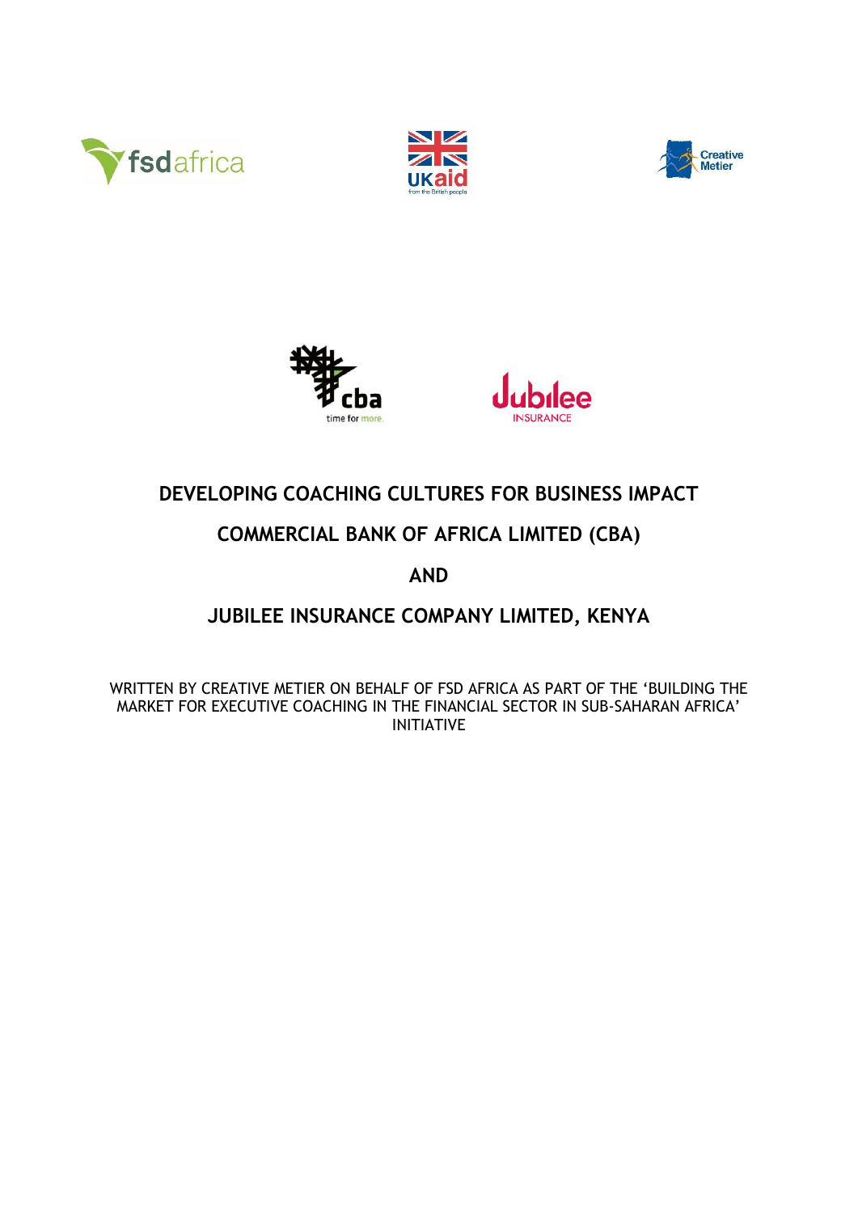# DEVELOPING COACHING CULTURES FOR BUSINESS IMPACT

# COMMERCIAL BANK OF AFRICA LIMITED (CBA)

# AND

# JUBILEE INSURANCE COMPANY LIMITED, KENYA

WRITTEN BY CREATIVE METIER ON BEHALF OF FSD AFRICA AS PART OF THE 'BUILDING THE MARKET FOR EXECUTIVE COACHING IN THE FINANCIAL SECTOR IN SUB-SAHARAN AFRICA' INITIATIVE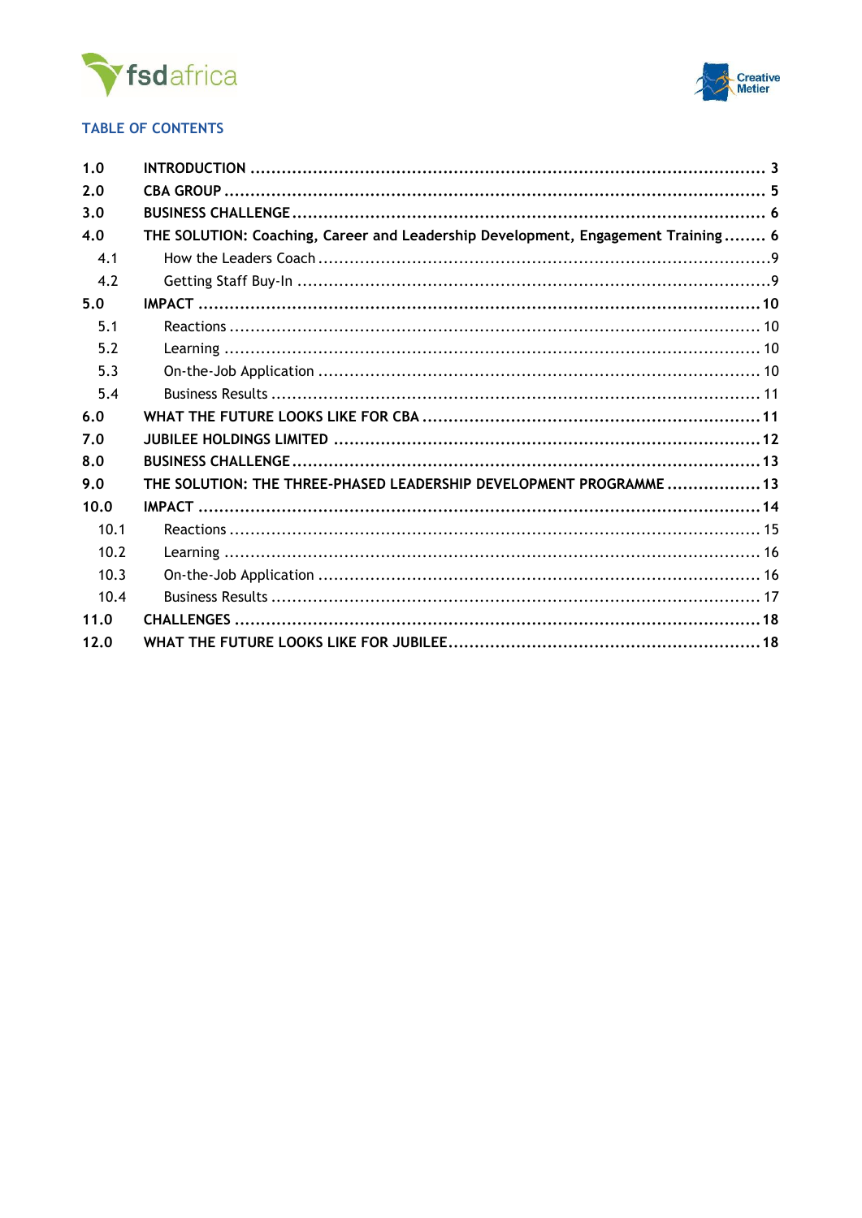## TABLE OF CONTENTS

| | | |
|---|---|---|
| **1.0** | **INTRODUCTION** | **3** |
| **2.0** | **CBA GROUP** | **5** |
| **3.0** | **BUSINESS CHALLENGE** | **6** |
| **4.0** | **THE SOLUTION: Coaching, Career and Leadership Development, Engagement Training** | **6** |
| 4.1 | How the Leaders Coach | 9 |
| 4.2 | Getting Staff Buy-In | 9 |
| **5.0** | **IMPACT** | **10** |
| 5.1 | Reactions | 10 |
| 5.2 | Learning | 10 |
| 5.3 | On-the-Job Application | 10 |
| 5.4 | Business Results | 11 |
| **6.0** | **WHAT THE FUTURE LOOKS LIKE FOR CBA** | **11** |
| **7.0** | **JUBILEE HOLDINGS LIMITED** | **12** |
| **8.0** | **BUSINESS CHALLENGE** | **13** |
| **9.0** | **THE SOLUTION: THE THREE-PHASED LEADERSHIP DEVELOPMENT PROGRAMME** | **13** |
| **10.0** | **IMPACT** | **14** |
| 10.1 | Reactions | 15 |
| 10.2 | Learning | 16 |
| 10.3 | On-the-Job Application | 16 |
| 10.4 | Business Results | 17 |
| **11.0** | **CHALLENGES** | **18** |
| **12.0** | **WHAT THE FUTURE LOOKS LIKE FOR JUBILEE** | **18** |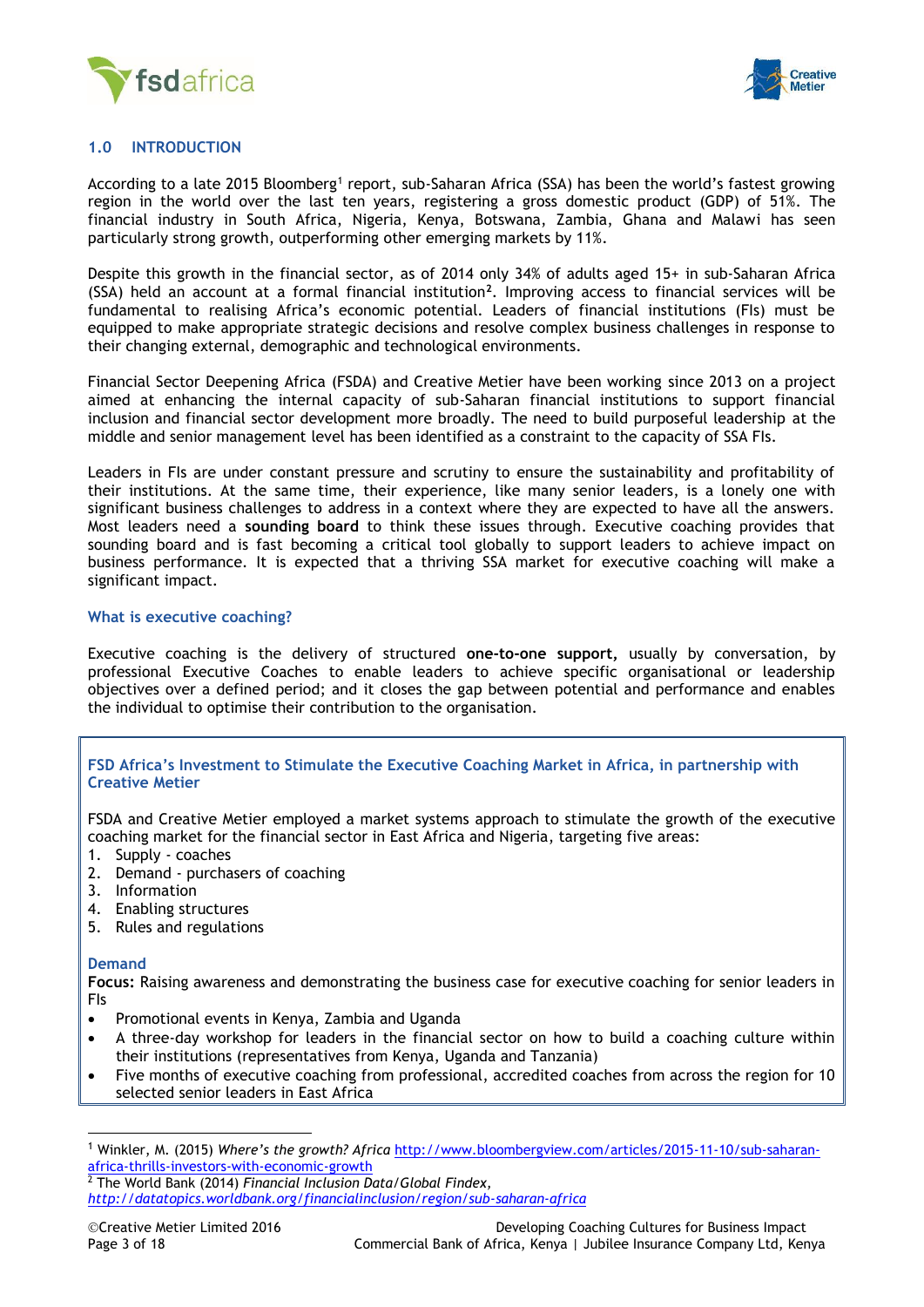## 1.0 INTRODUCTION

According to a late 2015 Bloomberg[1] report, sub-Saharan Africa (SSA) has been the world's fastest growing region in the world over the last ten years, registering a gross domestic product (GDP) of 51%. The financial industry in South Africa, Nigeria, Kenya, Botswana, Zambia, Ghana and Malawi has seen particularly strong growth, outperforming other emerging markets by 11%.

Despite this growth in the financial sector, as of 2014 only 34% of adults aged 15+ in sub-Saharan Africa (SSA) held an account at a formal financial institution[2]. Improving access to financial services will be fundamental to realising Africa's economic potential. Leaders of financial institutions (FIs) must be equipped to make appropriate strategic decisions and resolve complex business challenges in response to their changing external, demographic and technological environments.

Financial Sector Deepening Africa (FSDA) and Creative Metier have been working since 2013 on a project aimed at enhancing the internal capacity of sub-Saharan financial institutions to support financial inclusion and financial sector development more broadly. The need to build purposeful leadership at the middle and senior management level has been identified as a constraint to the capacity of SSA FIs.

Leaders in FIs are under constant pressure and scrutiny to ensure the sustainability and profitability of their institutions. At the same time, their experience, like many senior leaders, is a lonely one with significant business challenges to address in a context where they are expected to have all the answers. Most leaders need a **sounding board** to think these issues through. Executive coaching provides that sounding board and is fast becoming a critical tool globally to support leaders to achieve impact on business performance. It is expected that a thriving SSA market for executive coaching will make a significant impact.

### What is executive coaching?

Executive coaching is the delivery of structured **one-to-one support**, usually by conversation, by professional Executive Coaches to enable leaders to achieve specific organisational or leadership objectives over a defined period; and it closes the gap between potential and performance and enables the individual to optimise their contribution to the organisation.

### FSD Africa's Investment to Stimulate the Executive Coaching Market in Africa, in partnership with Creative Metier

FSDA and Creative Metier employed a market systems approach to stimulate the growth of the executive coaching market for the financial sector in East Africa and Nigeria, targeting five areas:

1. Supply - coaches
2. Demand - purchasers of coaching
3. Information
4. Enabling structures
5. Rules and regulations

#### Demand

**Focus:** Raising awareness and demonstrating the business case for executive coaching for senior leaders in FIs

- Promotional events in Kenya, Zambia and Uganda
- A three-day workshop for leaders in the financial sector on how to build a coaching culture within their institutions (representatives from Kenya, Uganda and Tanzania)
- Five months of executive coaching from professional, accredited coaches from across the region for 10 selected senior leaders in East Africa

---

[1] Winkler, M. (2015) *Where's the growth? Africa* http://www.bloombergview.com/articles/2015-11-10/sub-saharan-africa-thrills-investors-with-economic-growth

[2] The World Bank (2014) *Financial Inclusion Data/Global Findex,* *http://datatopics.worldbank.org/financialinclusion/region/sub-saharan-africa*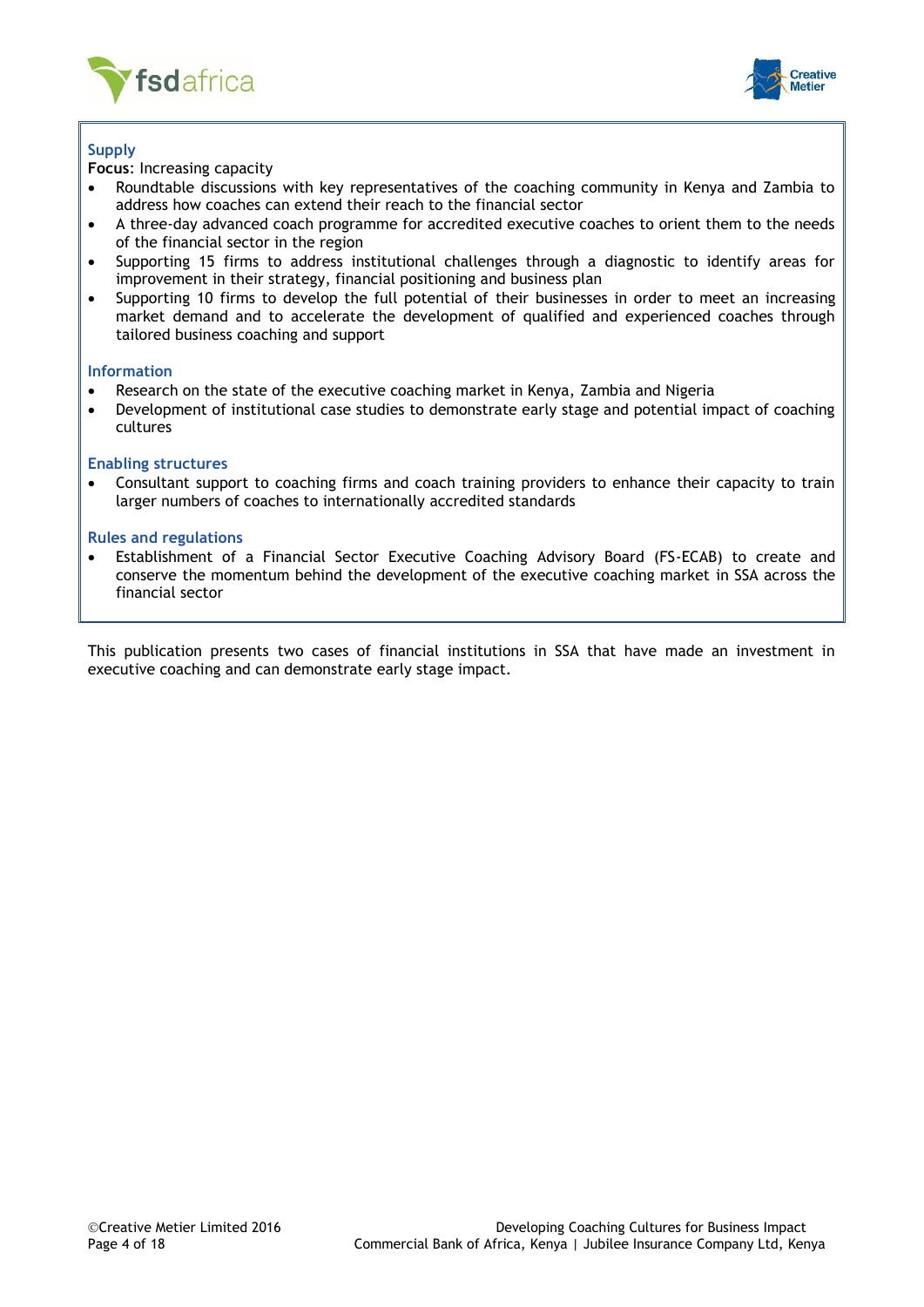### Supply

**Focus**: Increasing capacity

- Roundtable discussions with key representatives of the coaching community in Kenya and Zambia to address how coaches can extend their reach to the financial sector
- A three-day advanced coach programme for accredited executive coaches to orient them to the needs of the financial sector in the region
- Supporting 15 firms to address institutional challenges through a diagnostic to identify areas for improvement in their strategy, financial positioning and business plan
- Supporting 10 firms to develop the full potential of their businesses in order to meet an increasing market demand and to accelerate the development of qualified and experienced coaches through tailored business coaching and support

### Information

- Research on the state of the executive coaching market in Kenya, Zambia and Nigeria
- Development of institutional case studies to demonstrate early stage and potential impact of coaching cultures

### Enabling structures

- Consultant support to coaching firms and coach training providers to enhance their capacity to train larger numbers of coaches to internationally accredited standards

### Rules and regulations

- Establishment of a Financial Sector Executive Coaching Advisory Board (FS-ECAB) to create and conserve the momentum behind the development of the executive coaching market in SSA across the financial sector

This publication presents two cases of financial institutions in SSA that have made an investment in executive coaching and can demonstrate early stage impact.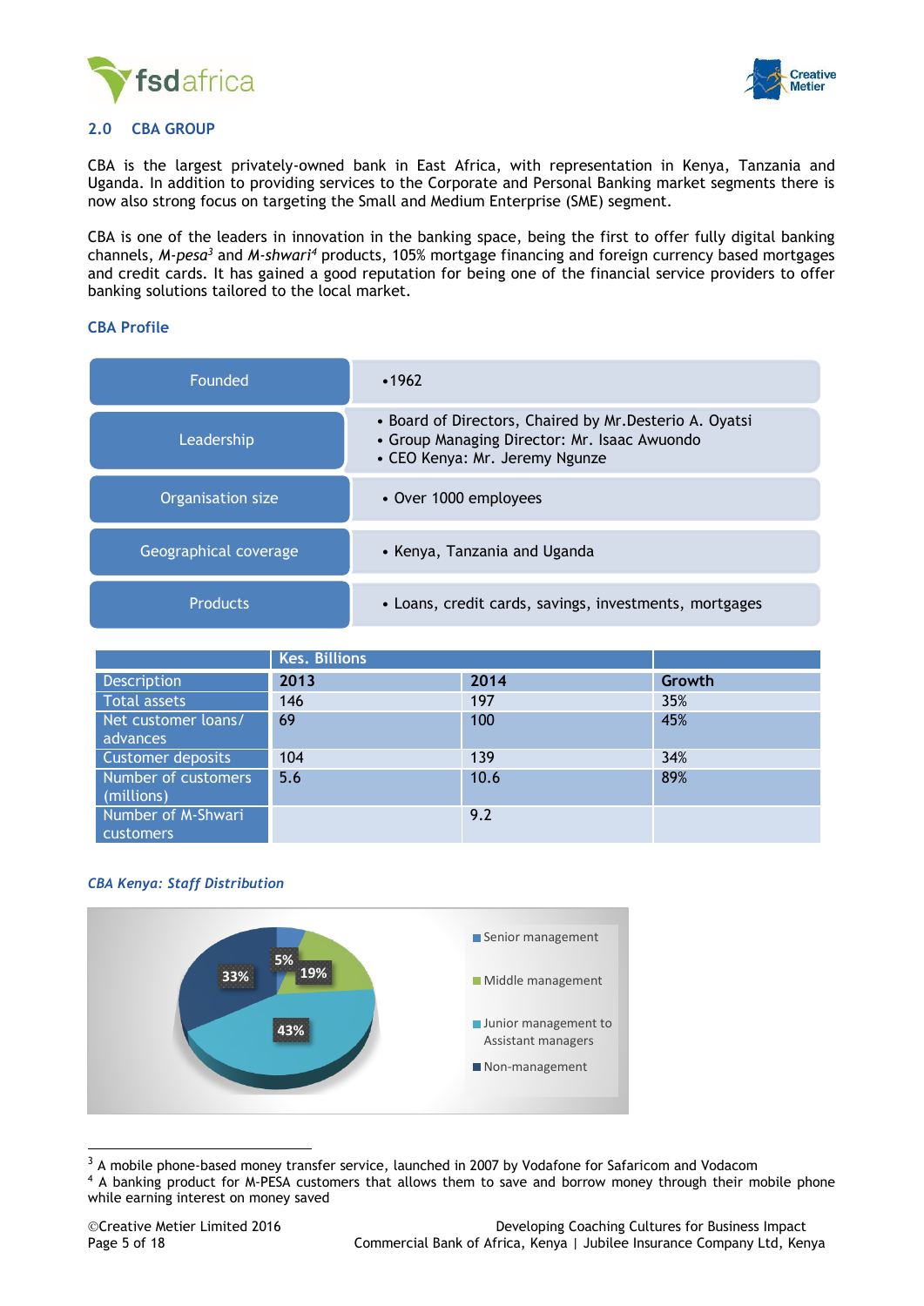## 2.0 CBA GROUP

CBA is the largest privately-owned bank in East Africa, with representation in Kenya, Tanzania and Uganda. In addition to providing services to the Corporate and Personal Banking market segments there is now also strong focus on targeting the Small and Medium Enterprise (SME) segment.

CBA is one of the leaders in innovation in the banking space, being the first to offer fully digital banking channels, *M-pesa*[3] and *M-shwari*[4] products, 105% mortgage financing and foreign currency based mortgages and credit cards. It has gained a good reputation for being one of the financial service providers to offer banking solutions tailored to the local market.

### CBA Profile

| | |
|---|---|
| Founded | • 1962 |
| Leadership | • Board of Directors, Chaired by Mr.Desterio A. Oyatsi<br>• Group Managing Director: Mr. Isaac Awuondo<br>• CEO Kenya: Mr. Jeremy Ngunze |
| Organisation size | • Over 1000 employees |
| Geographical coverage | • Kenya, Tanzania and Uganda |
| Products | • Loans, credit cards, savings, investments, mortgages |

| | Kes. Billions | | |
|---|---|---|---|
| Description | 2013 | 2014 | Growth |
| Total assets | 146 | 197 | 35% |
| Net customer loans/ advances | 69 | 100 | 45% |
| Customer deposits | 104 | 139 | 34% |
| Number of customers (millions) | 5.6 | 10.6 | 89% |
| Number of M-Shwari customers | | 9.2 | |

*CBA Kenya: Staff Distribution*

| Category | Share |
|---|---|
| Senior management | 5% |
| Middle management | 19% |
| Junior management to Assistant managers | 43% |
| Non-management | 33% |

[3] A mobile phone-based money transfer service, launched in 2007 by Vodafone for Safaricom and Vodacom

[4] A banking product for M-PESA customers that allows them to save and borrow money through their mobile phone while earning interest on money saved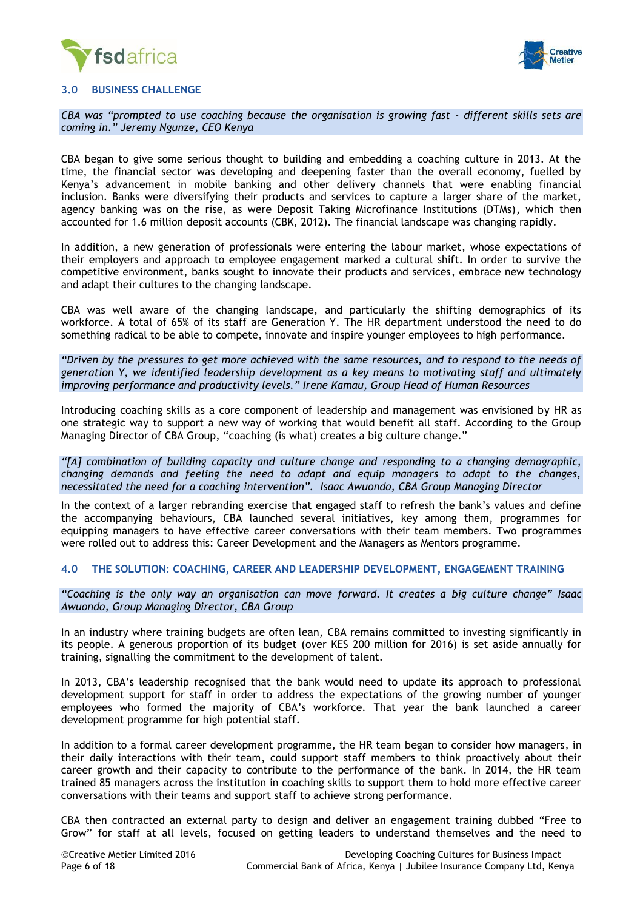## 3.0 BUSINESS CHALLENGE

*CBA was "prompted to use coaching because the organisation is growing fast - different skills sets are coming in." Jeremy Ngunze, CEO Kenya*

CBA began to give some serious thought to building and embedding a coaching culture in 2013. At the time, the financial sector was developing and deepening faster than the overall economy, fuelled by Kenya's advancement in mobile banking and other delivery channels that were enabling financial inclusion. Banks were diversifying their products and services to capture a larger share of the market, agency banking was on the rise, as were Deposit Taking Microfinance Institutions (DTMs), which then accounted for 1.6 million deposit accounts (CBK, 2012). The financial landscape was changing rapidly.

In addition, a new generation of professionals were entering the labour market, whose expectations of their employers and approach to employee engagement marked a cultural shift. In order to survive the competitive environment, banks sought to innovate their products and services, embrace new technology and adapt their cultures to the changing landscape.

CBA was well aware of the changing landscape, and particularly the shifting demographics of its workforce. A total of 65% of its staff are Generation Y. The HR department understood the need to do something radical to be able to compete, innovate and inspire younger employees to high performance.

*"Driven by the pressures to get more achieved with the same resources, and to respond to the needs of generation Y, we identified leadership development as a key means to motivating staff and ultimately improving performance and productivity levels." Irene Kamau, Group Head of Human Resources*

Introducing coaching skills as a core component of leadership and management was envisioned by HR as one strategic way to support a new way of working that would benefit all staff. According to the Group Managing Director of CBA Group, "coaching (is what) creates a big culture change."

*"[A] combination of building capacity and culture change and responding to a changing demographic, changing demands and feeling the need to adapt and equip managers to adapt to the changes, necessitated the need for a coaching intervention". Isaac Awuondo, CBA Group Managing Director*

In the context of a larger rebranding exercise that engaged staff to refresh the bank's values and define the accompanying behaviours, CBA launched several initiatives, key among them, programmes for equipping managers to have effective career conversations with their team members. Two programmes were rolled out to address this: Career Development and the Managers as Mentors programme.

## 4.0 THE SOLUTION: COACHING, CAREER AND LEADERSHIP DEVELOPMENT, ENGAGEMENT TRAINING

*"Coaching is the only way an organisation can move forward. It creates a big culture change" Isaac Awuondo, Group Managing Director, CBA Group*

In an industry where training budgets are often lean, CBA remains committed to investing significantly in its people. A generous proportion of its budget (over KES 200 million for 2016) is set aside annually for training, signalling the commitment to the development of talent.

In 2013, CBA's leadership recognised that the bank would need to update its approach to professional development support for staff in order to address the expectations of the growing number of younger employees who formed the majority of CBA's workforce. That year the bank launched a career development programme for high potential staff.

In addition to a formal career development programme, the HR team began to consider how managers, in their daily interactions with their team, could support staff members to think proactively about their career growth and their capacity to contribute to the performance of the bank. In 2014, the HR team trained 85 managers across the institution in coaching skills to support them to hold more effective career conversations with their teams and support staff to achieve strong performance.

CBA then contracted an external party to design and deliver an engagement training dubbed "Free to Grow" for staff at all levels, focused on getting leaders to understand themselves and the need to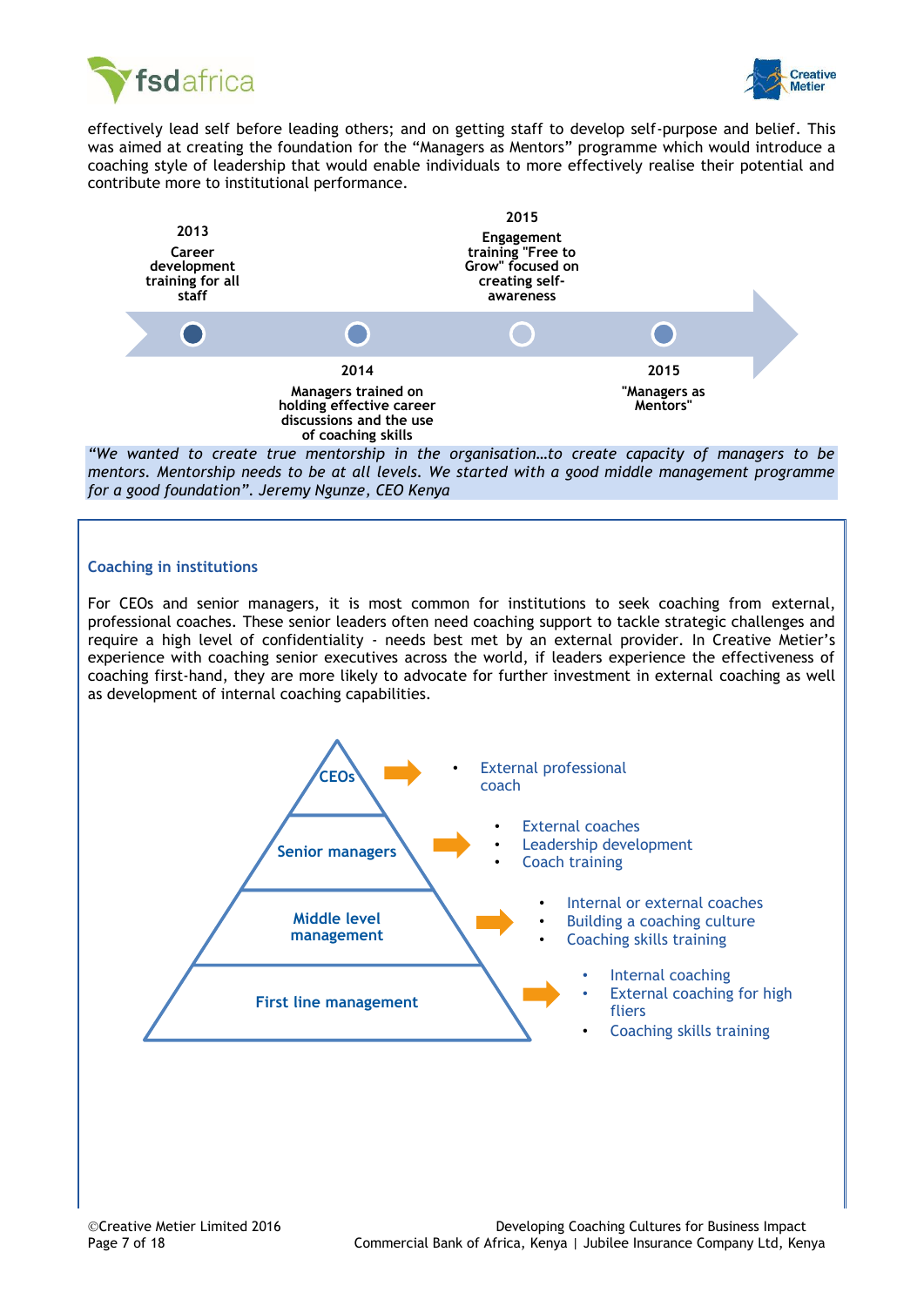effectively lead self before leading others; and on getting staff to develop self-purpose and belief. This was aimed at creating the foundation for the "Managers as Mentors" programme which would introduce a coaching style of leadership that would enable individuals to more effectively realise their potential and contribute more to institutional performance.

- **2013** – Career development training for all staff
- **2014** – Managers trained on holding effective career discussions and the use of coaching skills
- **2015** – Engagement training "Free to Grow" focused on creating self-awareness
- **2015** – "Managers as Mentors"

*"We wanted to create true mentorship in the organisation…to create capacity of managers to be mentors. Mentorship needs to be at all levels. We started with a good middle management programme for a good foundation". Jeremy Ngunze, CEO Kenya*

### Coaching in institutions

For CEOs and senior managers, it is most common for institutions to seek coaching from external, professional coaches. These senior leaders often need coaching support to tackle strategic challenges and require a high level of confidentiality - needs best met by an external provider. In Creative Metier's experience with coaching senior executives across the world, if leaders experience the effectiveness of coaching first-hand, they are more likely to advocate for further investment in external coaching as well as development of internal coaching capabilities.

**CEOs**
- External professional coach

**Senior managers**
- External coaches
- Leadership development
- Coach training

**Middle level management**
- Internal or external coaches
- Building a coaching culture
- Coaching skills training

**First line management**
- Internal coaching
- External coaching for high fliers
- Coaching skills training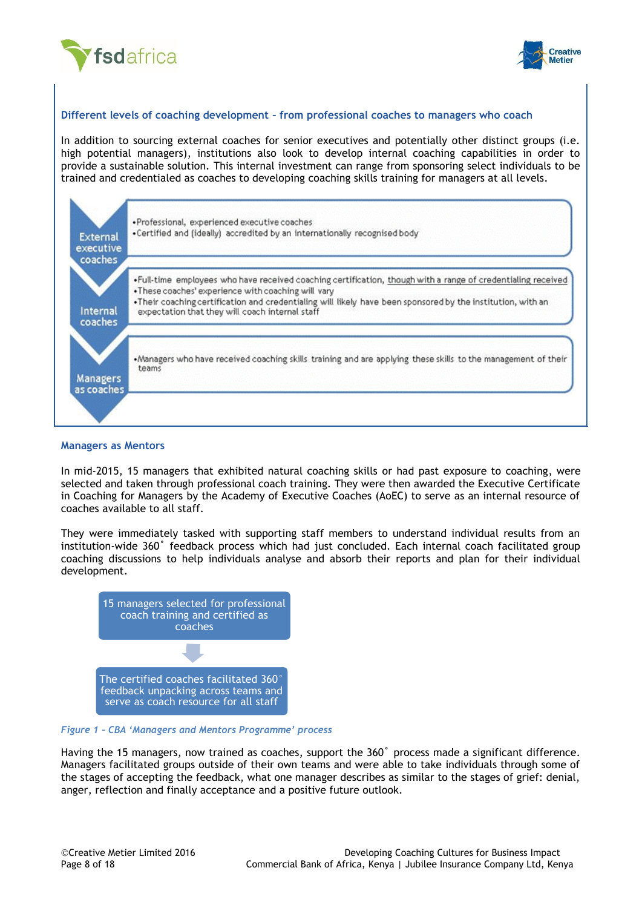### Different levels of coaching development – from professional coaches to managers who coach

In addition to sourcing external coaches for senior executives and potentially other distinct groups (i.e. high potential managers), institutions also look to develop internal coaching capabilities in order to provide a sustainable solution. This internal investment can range from sponsoring select individuals to be trained and credentialed as coaches to developing coaching skills training for managers at all levels.

| Level | Description |
| --- | --- |
| External executive coaches | •Professional, experienced executive coaches<br>•Certified and (ideally) accredited by an internationally recognised body |
| Internal coaches | •Full-time employees who have received coaching certification, though with a range of credentialing received<br>•These coaches' experience with coaching will vary<br>•Their coaching certification and credentialing will likely have been sponsored by the institution, with an expectation that they will coach internal staff |
| Managers as coaches | •Managers who have received coaching skills training and are applying these skills to the management of their teams |

### Managers as Mentors

In mid-2015, 15 managers that exhibited natural coaching skills or had past exposure to coaching, were selected and taken through professional coach training. They were then awarded the Executive Certificate in Coaching for Managers by the Academy of Executive Coaches (AoEC) to serve as an internal resource of coaches available to all staff.

They were immediately tasked with supporting staff members to understand individual results from an institution-wide 360˚ feedback process which had just concluded. Each internal coach facilitated group coaching discussions to help individuals analyse and absorb their reports and plan for their individual development.

15 managers selected for professional coach training and certified as coaches

↓

The certified coaches facilitated 360˚ feedback unpacking across teams and serve as coach resource for all staff

*Figure 1 - CBA 'Managers and Mentors Programme' process*

Having the 15 managers, now trained as coaches, support the 360˚ process made a significant difference. Managers facilitated groups outside of their own teams and were able to take individuals through some of the stages of accepting the feedback, what one manager describes as similar to the stages of grief: denial, anger, reflection and finally acceptance and a positive future outlook.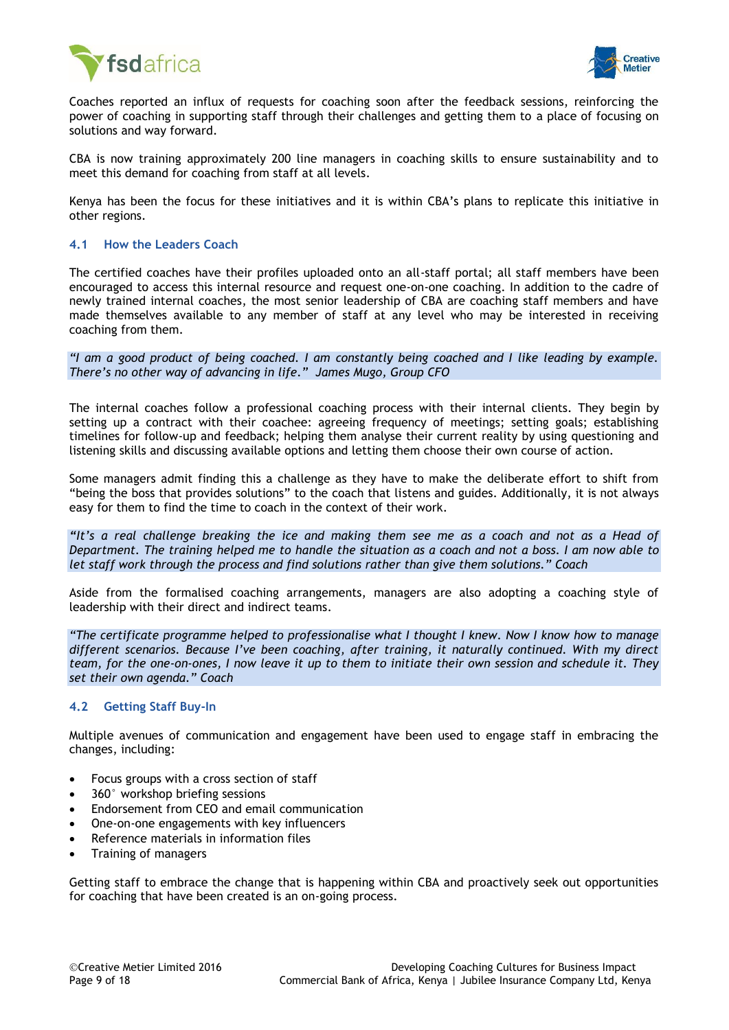Coaches reported an influx of requests for coaching soon after the feedback sessions, reinforcing the power of coaching in supporting staff through their challenges and getting them to a place of focusing on solutions and way forward.

CBA is now training approximately 200 line managers in coaching skills to ensure sustainability and to meet this demand for coaching from staff at all levels.

Kenya has been the focus for these initiatives and it is within CBA's plans to replicate this initiative in other regions.

### 4.1 How the Leaders Coach

The certified coaches have their profiles uploaded onto an all-staff portal; all staff members have been encouraged to access this internal resource and request one-on-one coaching. In addition to the cadre of newly trained internal coaches, the most senior leadership of CBA are coaching staff members and have made themselves available to any member of staff at any level who may be interested in receiving coaching from them.

> *"I am a good product of being coached. I am constantly being coached and I like leading by example. There's no other way of advancing in life." James Mugo, Group CFO*

The internal coaches follow a professional coaching process with their internal clients. They begin by setting up a contract with their coachee: agreeing frequency of meetings; setting goals; establishing timelines for follow-up and feedback; helping them analyse their current reality by using questioning and listening skills and discussing available options and letting them choose their own course of action.

Some managers admit finding this a challenge as they have to make the deliberate effort to shift from "being the boss that provides solutions" to the coach that listens and guides. Additionally, it is not always easy for them to find the time to coach in the context of their work.

> *"It's a real challenge breaking the ice and making them see me as a coach and not as a Head of Department. The training helped me to handle the situation as a coach and not a boss. I am now able to let staff work through the process and find solutions rather than give them solutions." Coach*

Aside from the formalised coaching arrangements, managers are also adopting a coaching style of leadership with their direct and indirect teams.

> *"The certificate programme helped to professionalise what I thought I knew. Now I know how to manage different scenarios. Because I've been coaching, after training, it naturally continued. With my direct team, for the one-on-ones, I now leave it up to them to initiate their own session and schedule it. They set their own agenda." Coach*

### 4.2 Getting Staff Buy-In

Multiple avenues of communication and engagement have been used to engage staff in embracing the changes, including:

- Focus groups with a cross section of staff
- 360° workshop briefing sessions
- Endorsement from CEO and email communication
- One-on-one engagements with key influencers
- Reference materials in information files
- Training of managers

Getting staff to embrace the change that is happening within CBA and proactively seek out opportunities for coaching that have been created is an on-going process.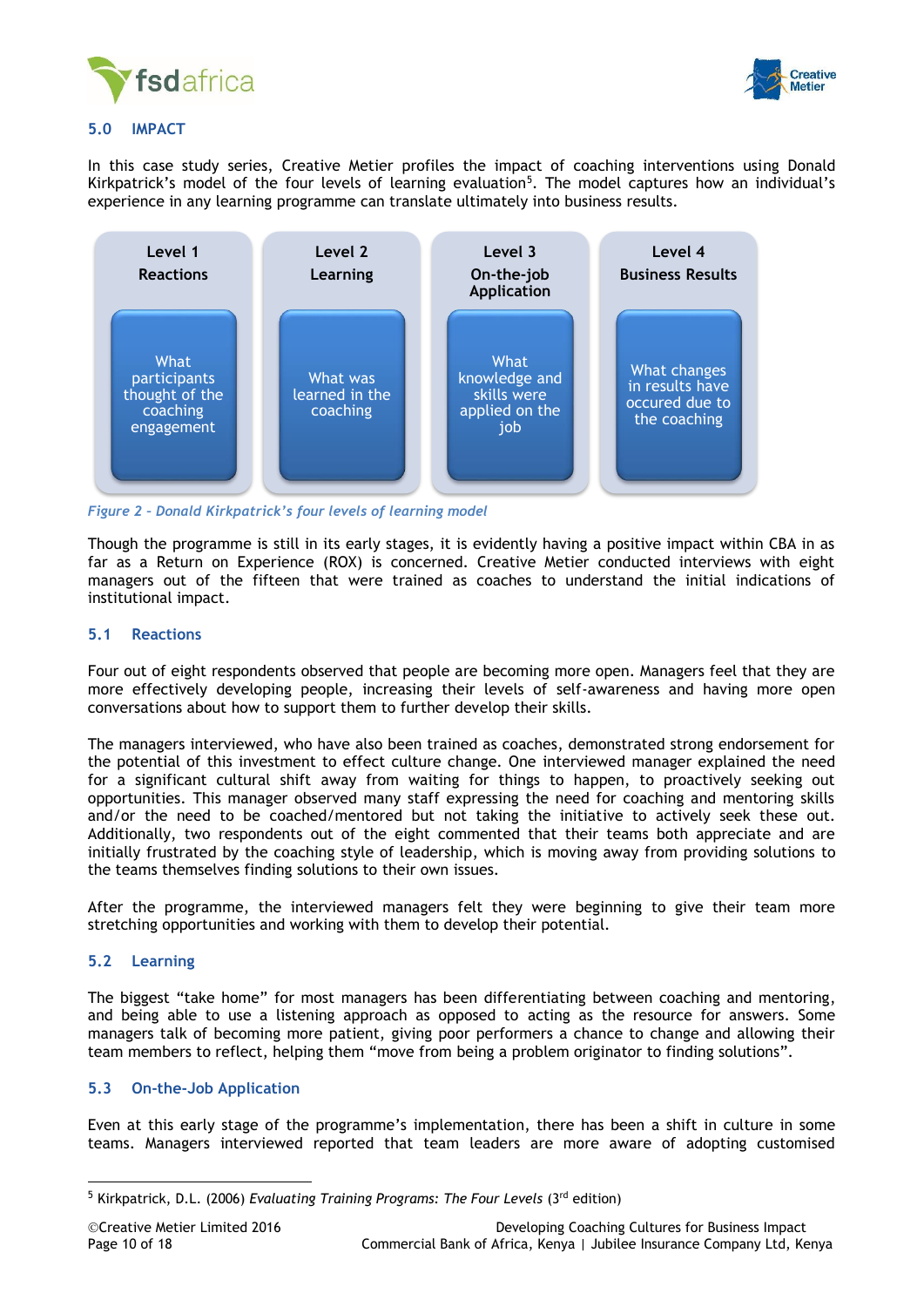## 5.0 IMPACT

In this case study series, Creative Metier profiles the impact of coaching interventions using Donald Kirkpatrick's model of the four levels of learning evaluation[5]. The model captures how an individual's experience in any learning programme can translate ultimately into business results.

| Level 1 Reactions | Level 2 Learning | Level 3 On-the-job Application | Level 4 Business Results |
|---|---|---|---|
| What participants thought of the coaching engagement | What was learned in the coaching | What knowledge and skills were applied on the job | What changes in results have occured due to the coaching |

*Figure 2 - Donald Kirkpatrick's four levels of learning model*

Though the programme is still in its early stages, it is evidently having a positive impact within CBA in as far as a Return on Experience (ROX) is concerned. Creative Metier conducted interviews with eight managers out of the fifteen that were trained as coaches to understand the initial indications of institutional impact.

### 5.1 Reactions

Four out of eight respondents observed that people are becoming more open. Managers feel that they are more effectively developing people, increasing their levels of self-awareness and having more open conversations about how to support them to further develop their skills.

The managers interviewed, who have also been trained as coaches, demonstrated strong endorsement for the potential of this investment to effect culture change. One interviewed manager explained the need for a significant cultural shift away from waiting for things to happen, to proactively seeking out opportunities. This manager observed many staff expressing the need for coaching and mentoring skills and/or the need to be coached/mentored but not taking the initiative to actively seek these out. Additionally, two respondents out of the eight commented that their teams both appreciate and are initially frustrated by the coaching style of leadership, which is moving away from providing solutions to the teams themselves finding solutions to their own issues.

After the programme, the interviewed managers felt they were beginning to give their team more stretching opportunities and working with them to develop their potential.

### 5.2 Learning

The biggest "take home" for most managers has been differentiating between coaching and mentoring, and being able to use a listening approach as opposed to acting as the resource for answers. Some managers talk of becoming more patient, giving poor performers a chance to change and allowing their team members to reflect, helping them "move from being a problem originator to finding solutions".

### 5.3 On-the-Job Application

Even at this early stage of the programme's implementation, there has been a shift in culture in some teams. Managers interviewed reported that team leaders are more aware of adopting customised

---

[5] Kirkpatrick, D.L. (2006) *Evaluating Training Programs: The Four Levels* (3rd edition)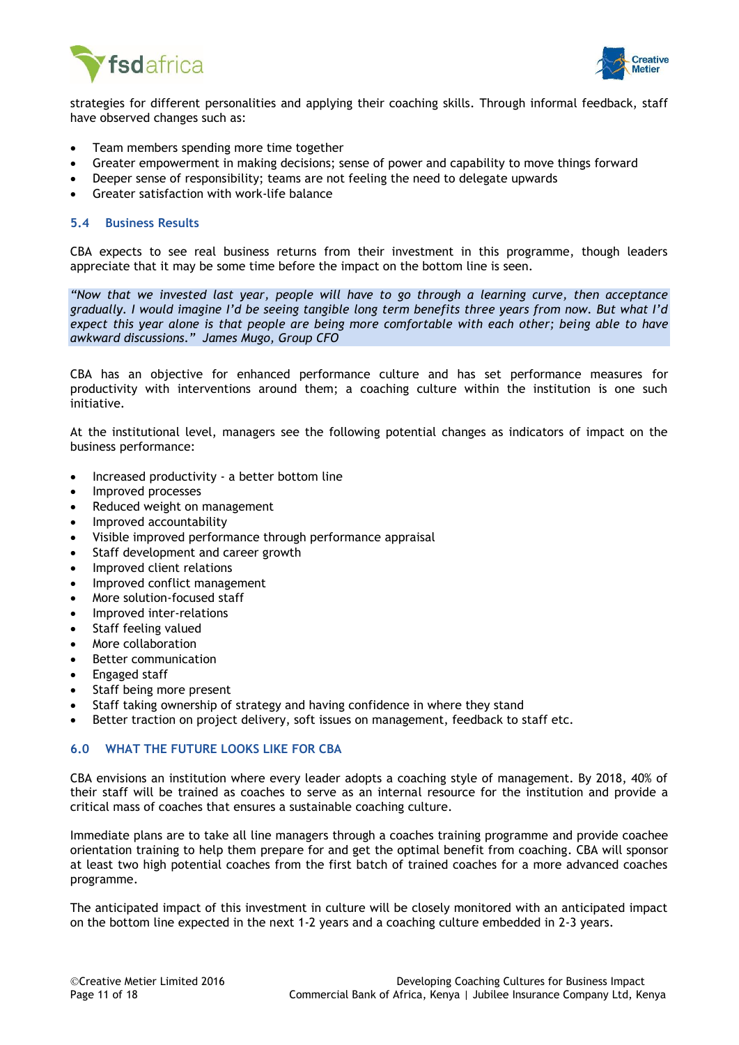strategies for different personalities and applying their coaching skills. Through informal feedback, staff have observed changes such as:

- Team members spending more time together
- Greater empowerment in making decisions; sense of power and capability to move things forward
- Deeper sense of responsibility; teams are not feeling the need to delegate upwards
- Greater satisfaction with work-life balance

### 5.4 Business Results

CBA expects to see real business returns from their investment in this programme, though leaders appreciate that it may be some time before the impact on the bottom line is seen.

*"Now that we invested last year, people will have to go through a learning curve, then acceptance gradually. I would imagine I'd be seeing tangible long term benefits three years from now. But what I'd expect this year alone is that people are being more comfortable with each other; being able to have awkward discussions." James Mugo, Group CFO*

CBA has an objective for enhanced performance culture and has set performance measures for productivity with interventions around them; a coaching culture within the institution is one such initiative.

At the institutional level, managers see the following potential changes as indicators of impact on the business performance:

- Increased productivity - a better bottom line
- Improved processes
- Reduced weight on management
- Improved accountability
- Visible improved performance through performance appraisal
- Staff development and career growth
- Improved client relations
- Improved conflict management
- More solution-focused staff
- Improved inter-relations
- Staff feeling valued
- More collaboration
- Better communication
- Engaged staff
- Staff being more present
- Staff taking ownership of strategy and having confidence in where they stand
- Better traction on project delivery, soft issues on management, feedback to staff etc.

## 6.0 WHAT THE FUTURE LOOKS LIKE FOR CBA

CBA envisions an institution where every leader adopts a coaching style of management. By 2018, 40% of their staff will be trained as coaches to serve as an internal resource for the institution and provide a critical mass of coaches that ensures a sustainable coaching culture.

Immediate plans are to take all line managers through a coaches training programme and provide coachee orientation training to help them prepare for and get the optimal benefit from coaching. CBA will sponsor at least two high potential coaches from the first batch of trained coaches for a more advanced coaches programme.

The anticipated impact of this investment in culture will be closely monitored with an anticipated impact on the bottom line expected in the next 1-2 years and a coaching culture embedded in 2-3 years.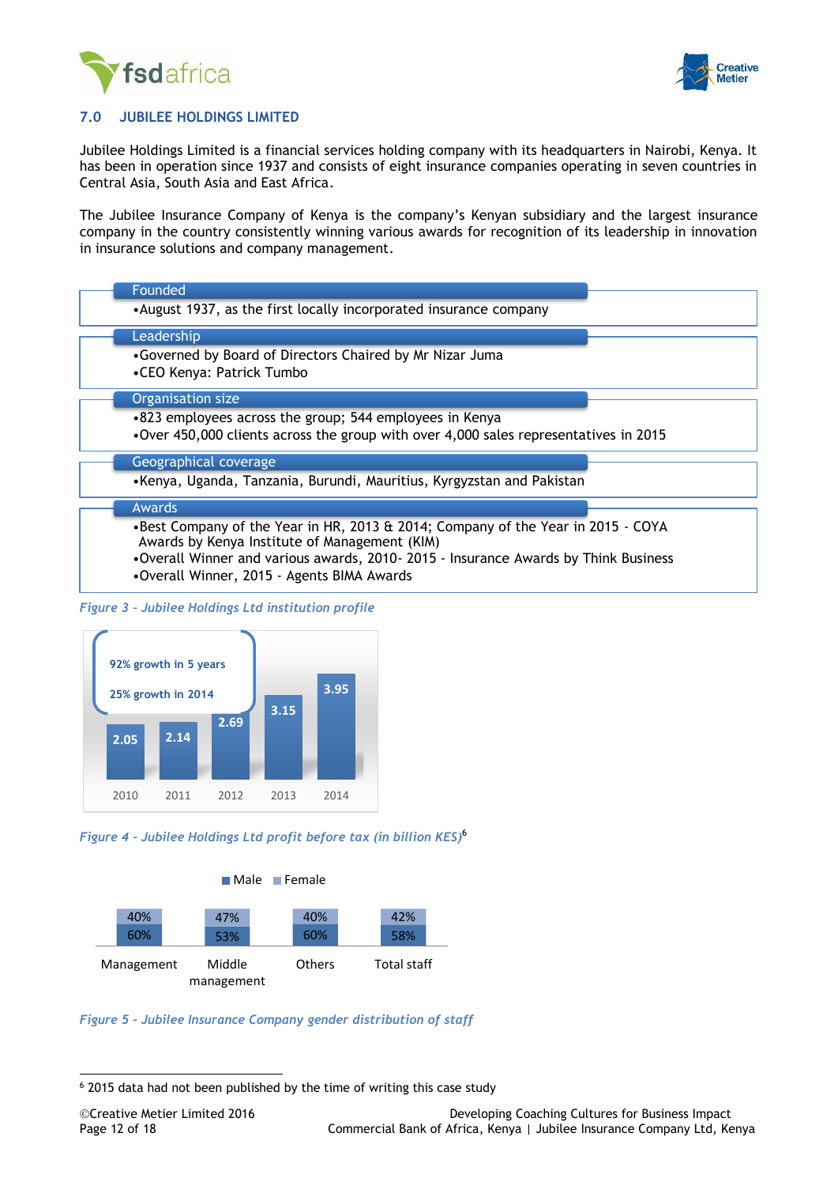## 7.0 JUBILEE HOLDINGS LIMITED

Jubilee Holdings Limited is a financial services holding company with its headquarters in Nairobi, Kenya. It has been in operation since 1937 and consists of eight insurance companies operating in seven countries in Central Asia, South Asia and East Africa.

The Jubilee Insurance Company of Kenya is the company's Kenyan subsidiary and the largest insurance company in the country consistently winning various awards for recognition of its leadership in innovation in insurance solutions and company management.

**Founded**

- August 1937, as the first locally incorporated insurance company

**Leadership**

- Governed by Board of Directors Chaired by Mr Nizar Juma
- CEO Kenya: Patrick Tumbo

**Organisation size**

- 823 employees across the group; 544 employees in Kenya
- Over 450,000 clients across the group with over 4,000 sales representatives in 2015

**Geographical coverage**

- Kenya, Uganda, Tanzania, Burundi, Mauritius, Kyrgyzstan and Pakistan

**Awards**

- Best Company of the Year in HR, 2013 & 2014; Company of the Year in 2015 - COYA Awards by Kenya Institute of Management (KIM)
- Overall Winner and various awards, 2010- 2015 - Insurance Awards by Think Business
- Overall Winner, 2015 - Agents BIMA Awards

*Figure 3 - Jubilee Holdings Ltd institution profile*

92% growth in 5 years

25% growth in 2014

| Year | 2010 | 2011 | 2012 | 2013 | 2014 |
|---|---|---|---|---|---|
| Profit before tax (billion KES) | 2.05 | 2.14 | 2.69 | 3.15 | 3.95 |

*Figure 4 - Jubilee Holdings Ltd profit before tax (in billion KES)*[6]

| | Management | Middle management | Others | Total staff |
|---|---|---|---|---|
| Female | 40% | 47% | 40% | 42% |
| Male | 60% | 53% | 60% | 58% |

*Figure 5 - Jubilee Insurance Company gender distribution of staff*

[6] 2015 data had not been published by the time of writing this case study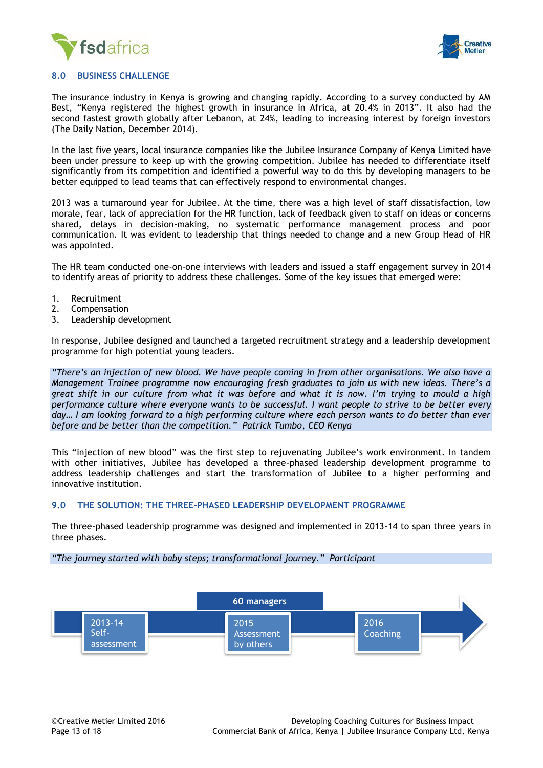## 8.0 BUSINESS CHALLENGE

The insurance industry in Kenya is growing and changing rapidly. According to a survey conducted by AM Best, "Kenya registered the highest growth in insurance in Africa, at 20.4% in 2013". It also had the second fastest growth globally after Lebanon, at 24%, leading to increasing interest by foreign investors (The Daily Nation, December 2014).

In the last five years, local insurance companies like the Jubilee Insurance Company of Kenya Limited have been under pressure to keep up with the growing competition. Jubilee has needed to differentiate itself significantly from its competition and identified a powerful way to do this by developing managers to be better equipped to lead teams that can effectively respond to environmental changes.

2013 was a turnaround year for Jubilee. At the time, there was a high level of staff dissatisfaction, low morale, fear, lack of appreciation for the HR function, lack of feedback given to staff on ideas or concerns shared, delays in decision-making, no systematic performance management process and poor communication. It was evident to leadership that things needed to change and a new Group Head of HR was appointed.

The HR team conducted one-on-one interviews with leaders and issued a staff engagement survey in 2014 to identify areas of priority to address these challenges. Some of the key issues that emerged were:

1. Recruitment
2. Compensation
3. Leadership development

In response, Jubilee designed and launched a targeted recruitment strategy and a leadership development programme for high potential young leaders.

*"There's an injection of new blood. We have people coming in from other organisations. We also have a Management Trainee programme now encouraging fresh graduates to join us with new ideas. There's a great shift in our culture from what it was before and what it is now. I'm trying to mould a high performance culture where everyone wants to be successful. I want people to strive to be better every day… I am looking forward to a high performing culture where each person wants to do better than ever before and be better than the competition." Patrick Tumbo, CEO Kenya*

This "injection of new blood" was the first step to rejuvenating Jubilee's work environment. In tandem with other initiatives, Jubilee has developed a three-phased leadership development programme to address leadership challenges and start the transformation of Jubilee to a higher performing and innovative institution.

## 9.0 THE SOLUTION: THE THREE-PHASED LEADERSHIP DEVELOPMENT PROGRAMME

The three-phased leadership programme was designed and implemented in 2013-14 to span three years in three phases.

*"The journey started with baby steps; transformational journey." Participant*

60 managers

2013-14 Self-assessment → 2015 Assessment by others → 2016 Coaching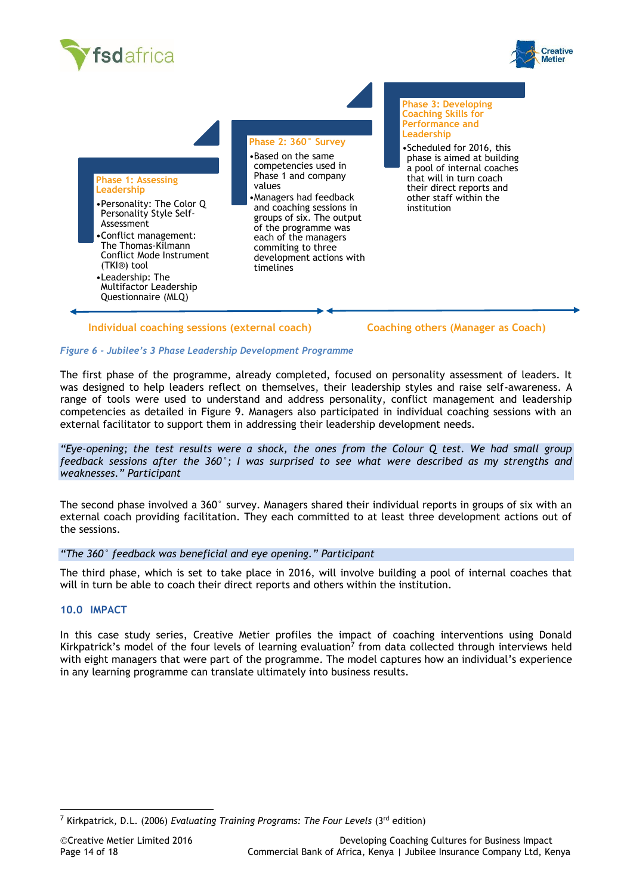**Phase 1: Assessing Leadership**

- Personality: The Color Q Personality Style Self-Assessment
- Conflict management: The Thomas-Kilmann Conflict Mode Instrument (TKI®) tool
- Leadership: The Multifactor Leadership Questionnaire (MLQ)

**Phase 2: 360˚ Survey**

- Based on the same competencies used in Phase 1 and company values
- Managers had feedback and coaching sessions in groups of six. The output of the programme was each of the managers commiting to three development actions with timelines

**Phase 3: Developing Coaching Skills for Performance and Leadership**

- Scheduled for 2016, this phase is aimed at building a pool of internal coaches that will in turn coach their direct reports and other staff within the institution

Individual coaching sessions (external coach) | Coaching others (Manager as Coach)

*Figure 6 - Jubilee's 3 Phase Leadership Development Programme*

The first phase of the programme, already completed, focused on personality assessment of leaders. It was designed to help leaders reflect on themselves, their leadership styles and raise self-awareness. A range of tools were used to understand and address personality, conflict management and leadership competencies as detailed in Figure 9. Managers also participated in individual coaching sessions with an external facilitator to support them in addressing their leadership development needs.

*"Eye-opening; the test results were a shock, the ones from the Colour Q test. We had small group feedback sessions after the 360˚; I was surprised to see what were described as my strengths and weaknesses." Participant*

The second phase involved a 360˚ survey. Managers shared their individual reports in groups of six with an external coach providing facilitation. They each committed to at least three development actions out of the sessions.

*"The 360˚ feedback was beneficial and eye opening." Participant*

The third phase, which is set to take place in 2016, will involve building a pool of internal coaches that will in turn be able to coach their direct reports and others within the institution.

## 10.0 IMPACT

In this case study series, Creative Metier profiles the impact of coaching interventions using Donald Kirkpatrick's model of the four levels of learning evaluation[7] from data collected through interviews held with eight managers that were part of the programme. The model captures how an individual's experience in any learning programme can translate ultimately into business results.

[7] Kirkpatrick, D.L. (2006) *Evaluating Training Programs: The Four Levels* (3rd edition)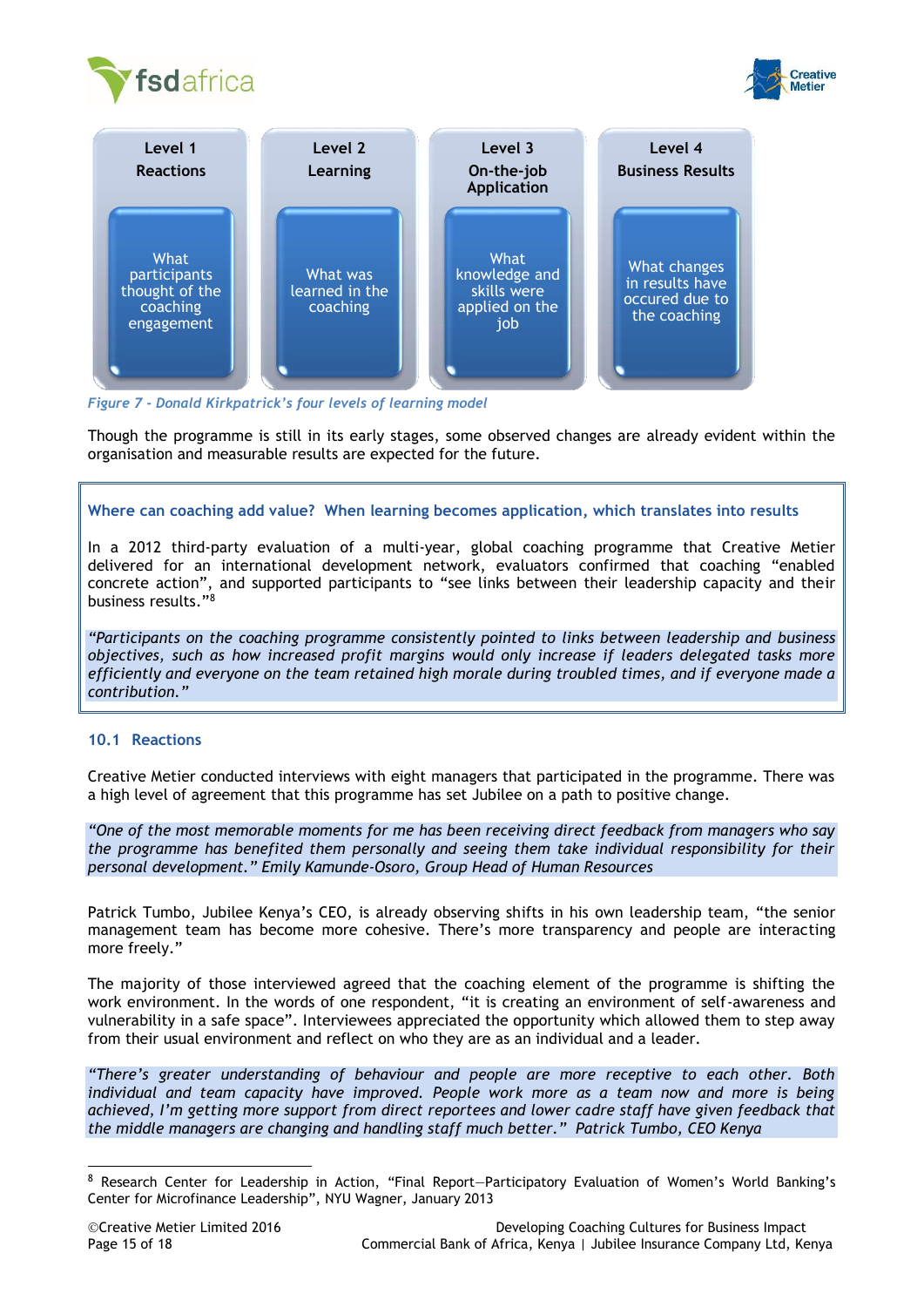| Level 1 Reactions | Level 2 Learning | Level 3 On-the-job Application | Level 4 Business Results |
| --- | --- | --- | --- |
| What participants thought of the coaching engagement | What was learned in the coaching | What knowledge and skills were applied on the job | What changes in results have occured due to the coaching |

*Figure 7 - Donald Kirkpatrick's four levels of learning model*

Though the programme is still in its early stages, some observed changes are already evident within the organisation and measurable results are expected for the future.

**Where can coaching add value? When learning becomes application, which translates into results**

In a 2012 third-party evaluation of a multi-year, global coaching programme that Creative Metier delivered for an international development network, evaluators confirmed that coaching "enabled concrete action", and supported participants to "see links between their leadership capacity and their business results."[8]

*"Participants on the coaching programme consistently pointed to links between leadership and business objectives, such as how increased profit margins would only increase if leaders delegated tasks more efficiently and everyone on the team retained high morale during troubled times, and if everyone made a contribution."*

## 10.1 Reactions

Creative Metier conducted interviews with eight managers that participated in the programme. There was a high level of agreement that this programme has set Jubilee on a path to positive change.

*"One of the most memorable moments for me has been receiving direct feedback from managers who say the programme has benefited them personally and seeing them take individual responsibility for their personal development." Emily Kamunde-Osoro, Group Head of Human Resources*

Patrick Tumbo, Jubilee Kenya's CEO, is already observing shifts in his own leadership team, "the senior management team has become more cohesive. There's more transparency and people are interacting more freely."

The majority of those interviewed agreed that the coaching element of the programme is shifting the work environment. In the words of one respondent, "it is creating an environment of self-awareness and vulnerability in a safe space". Interviewees appreciated the opportunity which allowed them to step away from their usual environment and reflect on who they are as an individual and a leader.

*"There's greater understanding of behaviour and people are more receptive to each other. Both individual and team capacity have improved. People work more as a team now and more is being achieved, I'm getting more support from direct reportees and lower cadre staff have given feedback that the middle managers are changing and handling staff much better." Patrick Tumbo, CEO Kenya*

---

[8] Research Center for Leadership in Action, "Final Report—Participatory Evaluation of Women's World Banking's Center for Microfinance Leadership", NYU Wagner, January 2013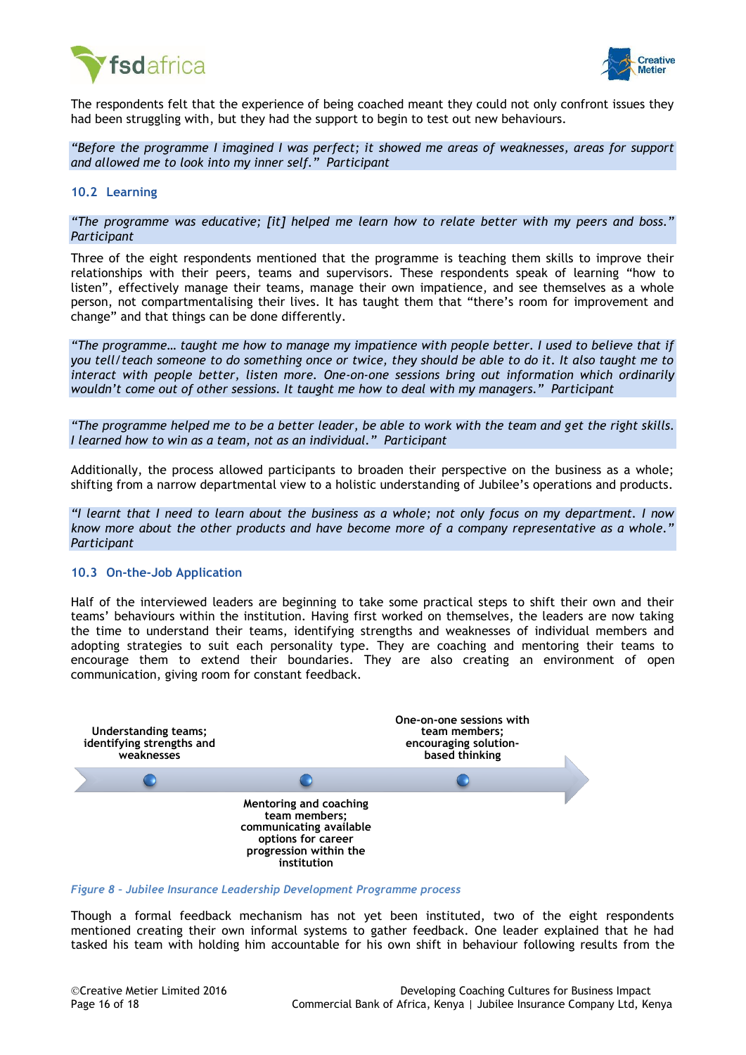The respondents felt that the experience of being coached meant they could not only confront issues they had been struggling with, but they had the support to begin to test out new behaviours.

*"Before the programme I imagined I was perfect; it showed me areas of weaknesses, areas for support and allowed me to look into my inner self." Participant*

### 10.2 Learning

*"The programme was educative; [it] helped me learn how to relate better with my peers and boss." Participant*

Three of the eight respondents mentioned that the programme is teaching them skills to improve their relationships with their peers, teams and supervisors. These respondents speak of learning "how to listen", effectively manage their teams, manage their own impatience, and see themselves as a whole person, not compartmentalising their lives. It has taught them that "there's room for improvement and change" and that things can be done differently.

*"The programme… taught me how to manage my impatience with people better. I used to believe that if you tell/teach someone to do something once or twice, they should be able to do it. It also taught me to interact with people better, listen more. One-on-one sessions bring out information which ordinarily wouldn't come out of other sessions. It taught me how to deal with my managers." Participant*

*"The programme helped me to be a better leader, be able to work with the team and get the right skills. I learned how to win as a team, not as an individual." Participant*

Additionally, the process allowed participants to broaden their perspective on the business as a whole; shifting from a narrow departmental view to a holistic understanding of Jubilee's operations and products.

*"I learnt that I need to learn about the business as a whole; not only focus on my department. I now know more about the other products and have become more of a company representative as a whole." Participant*

### 10.3 On-the-Job Application

Half of the interviewed leaders are beginning to take some practical steps to shift their own and their teams' behaviours within the institution. Having first worked on themselves, the leaders are now taking the time to understand their teams, identifying strengths and weaknesses of individual members and adopting strategies to suit each personality type. They are coaching and mentoring their teams to encourage them to extend their boundaries. They are also creating an environment of open communication, giving room for constant feedback.

**Understanding teams; identifying strengths and weaknesses**

**Mentoring and coaching team members; communicating available options for career progression within the institution**

**One-on-one sessions with team members; encouraging solution-based thinking**

*Figure 8 - Jubilee Insurance Leadership Development Programme process*

Though a formal feedback mechanism has not yet been instituted, two of the eight respondents mentioned creating their own informal systems to gather feedback. One leader explained that he had tasked his team with holding him accountable for his own shift in behaviour following results from the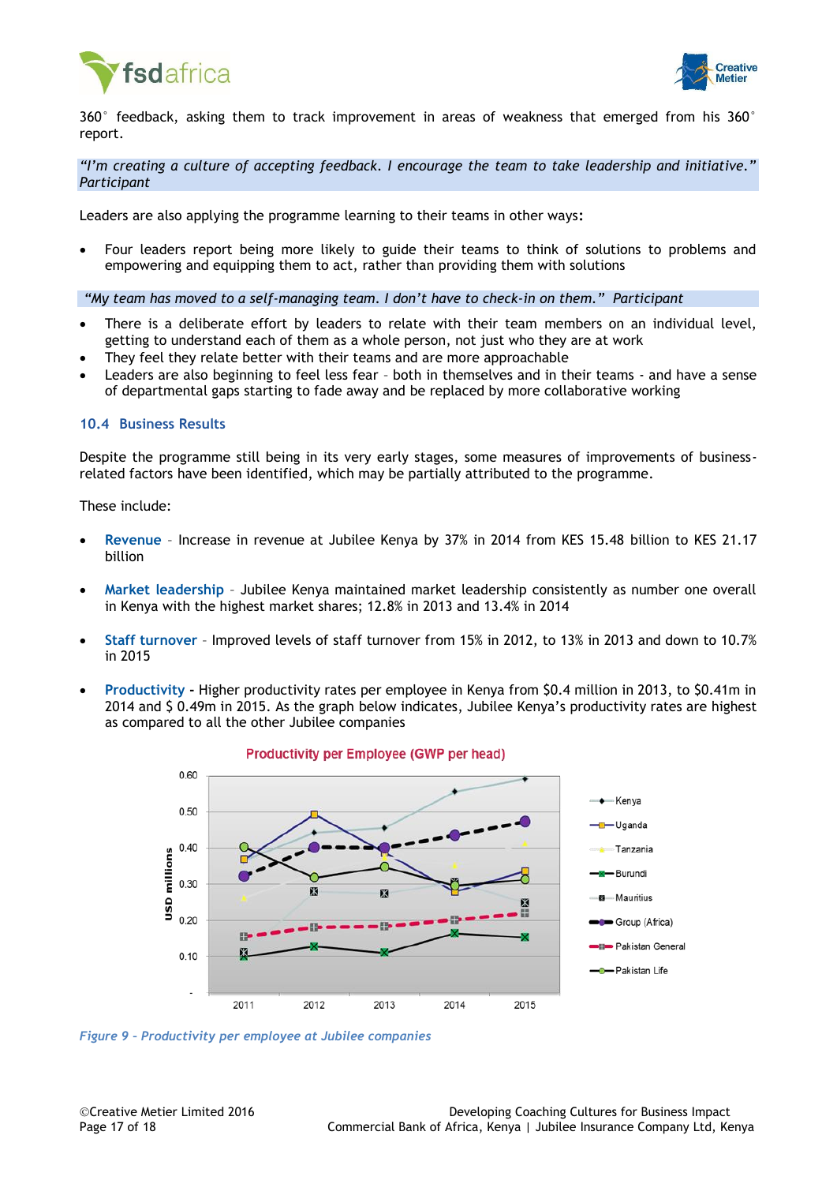360° feedback, asking them to track improvement in areas of weakness that emerged from his 360° report.

*"I'm creating a culture of accepting feedback. I encourage the team to take leadership and initiative." Participant*

Leaders are also applying the programme learning to their teams in other ways:

- Four leaders report being more likely to guide their teams to think of solutions to problems and empowering and equipping them to act, rather than providing them with solutions

*"My team has moved to a self-managing team. I don't have to check-in on them." Participant*

- There is a deliberate effort by leaders to relate with their team members on an individual level, getting to understand each of them as a whole person, not just who they are at work
- They feel they relate better with their teams and are more approachable
- Leaders are also beginning to feel less fear – both in themselves and in their teams - and have a sense of departmental gaps starting to fade away and be replaced by more collaborative working

### 10.4 Business Results

Despite the programme still being in its very early stages, some measures of improvements of business-related factors have been identified, which may be partially attributed to the programme.

These include:

- **Revenue** – Increase in revenue at Jubilee Kenya by 37% in 2014 from KES 15.48 billion to KES 21.17 billion

- **Market leadership** – Jubilee Kenya maintained market leadership consistently as number one overall in Kenya with the highest market shares; 12.8% in 2013 and 13.4% in 2014

- **Staff turnover** – Improved levels of staff turnover from 15% in 2012, to 13% in 2013 and down to 10.7% in 2015

- **Productivity** - Higher productivity rates per employee in Kenya from $0.4 million in 2013, to $0.41m in 2014 and $ 0.49m in 2015. As the graph below indicates, Jubilee Kenya's productivity rates are highest as compared to all the other Jubilee companies

Productivity per Employee (GWP per head)

*Figure 9 – Productivity per employee at Jubilee companies*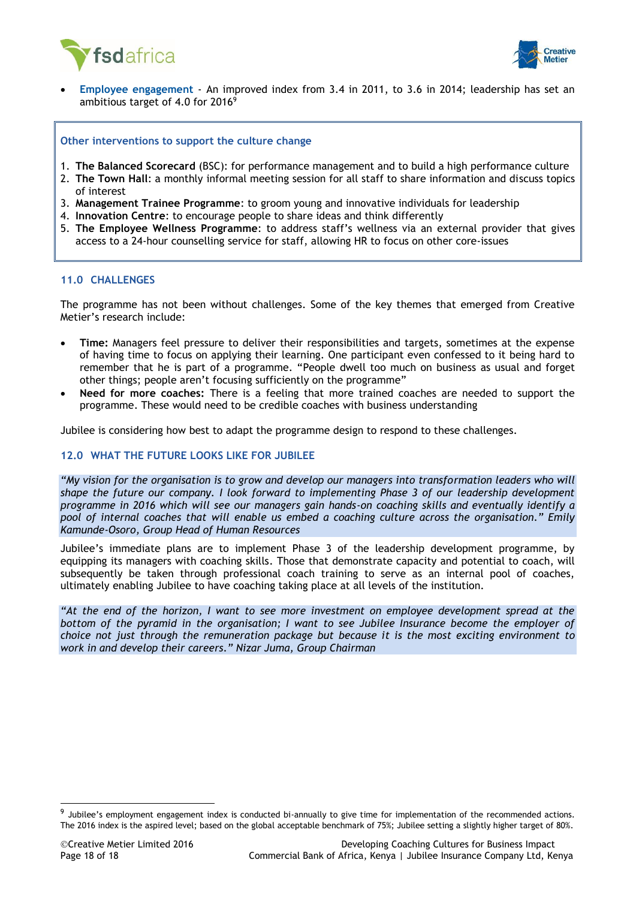- **Employee engagement** - An improved index from 3.4 in 2011, to 3.6 in 2014; leadership has set an ambitious target of 4.0 for 2016[9]

**Other interventions to support the culture change**

1. **The Balanced Scorecard** (BSC): for performance management and to build a high performance culture
2. **The Town Hall**: a monthly informal meeting session for all staff to share information and discuss topics of interest
3. **Management Trainee Programme**: to groom young and innovative individuals for leadership
4. **Innovation Centre**: to encourage people to share ideas and think differently
5. **The Employee Wellness Programme**: to address staff's wellness via an external provider that gives access to a 24-hour counselling service for staff, allowing HR to focus on other core-issues

## 11.0 CHALLENGES

The programme has not been without challenges. Some of the key themes that emerged from Creative Metier's research include:

- **Time:** Managers feel pressure to deliver their responsibilities and targets, sometimes at the expense of having time to focus on applying their learning. One participant even confessed to it being hard to remember that he is part of a programme. "People dwell too much on business as usual and forget other things; people aren't focusing sufficiently on the programme"
- **Need for more coaches:** There is a feeling that more trained coaches are needed to support the programme. These would need to be credible coaches with business understanding

Jubilee is considering how best to adapt the programme design to respond to these challenges.

## 12.0 WHAT THE FUTURE LOOKS LIKE FOR JUBILEE

*"My vision for the organisation is to grow and develop our managers into transformation leaders who will shape the future our company. I look forward to implementing Phase 3 of our leadership development programme in 2016 which will see our managers gain hands-on coaching skills and eventually identify a pool of internal coaches that will enable us embed a coaching culture across the organisation." Emily Kamunde-Osoro, Group Head of Human Resources*

Jubilee's immediate plans are to implement Phase 3 of the leadership development programme, by equipping its managers with coaching skills. Those that demonstrate capacity and potential to coach, will subsequently be taken through professional coach training to serve as an internal pool of coaches, ultimately enabling Jubilee to have coaching taking place at all levels of the institution.

*"At the end of the horizon, I want to see more investment on employee development spread at the bottom of the pyramid in the organisation; I want to see Jubilee Insurance become the employer of choice not just through the remuneration package but because it is the most exciting environment to work in and develop their careers." Nizar Juma, Group Chairman*

---

[9] Jubilee's employment engagement index is conducted bi-annually to give time for implementation of the recommended actions. The 2016 index is the aspired level; based on the global acceptable benchmark of 75%; Jubilee setting a slightly higher target of 80%.